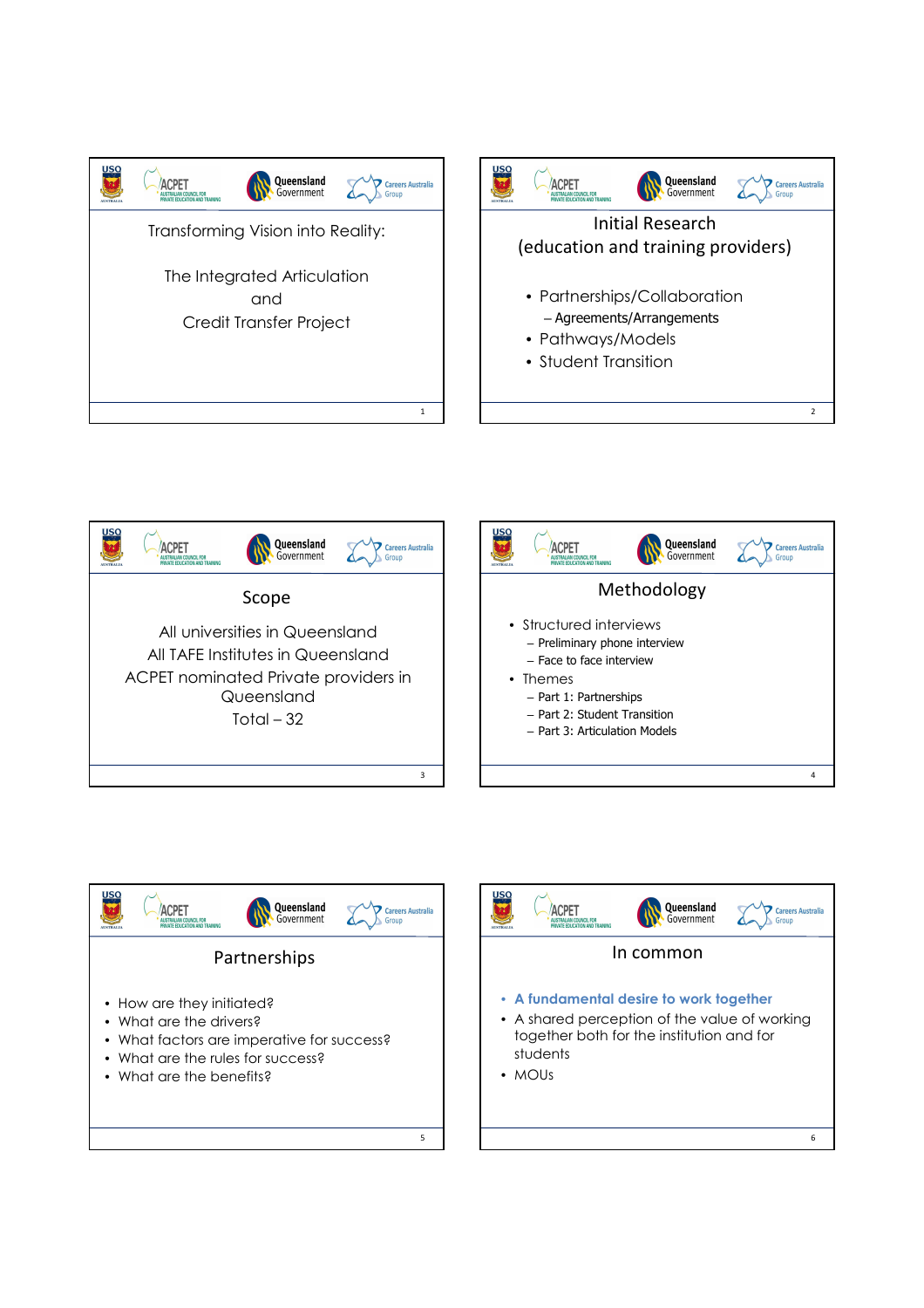## Transforming Vision into Reality:

## The Integrated Articulation and Credit Transfer Project

## Initial Research (education and training providers)

- Partnerships/Collaboration
  - Agreements/Arrangements
- Pathways/Models
- Student Transition

## Scope

All universities in Queensland

All TAFE Institutes in Queensland

ACPET nominated Private providers in Queensland

Total – 32

## Methodology

- Structured interviews
  - Preliminary phone interview
  - Face to face interview
- Themes
  - Part 1: Partnerships
  - Part 2: Student Transition
  - Part 3: Articulation Models

## Partnerships

- How are they initiated?
- What are the drivers?
- What factors are imperative for success?
- What are the rules for success?
- What are the benefits?

## In common

- **A fundamental desire to work together**
- A shared perception of the value of working together both for the institution and for students
- MOUs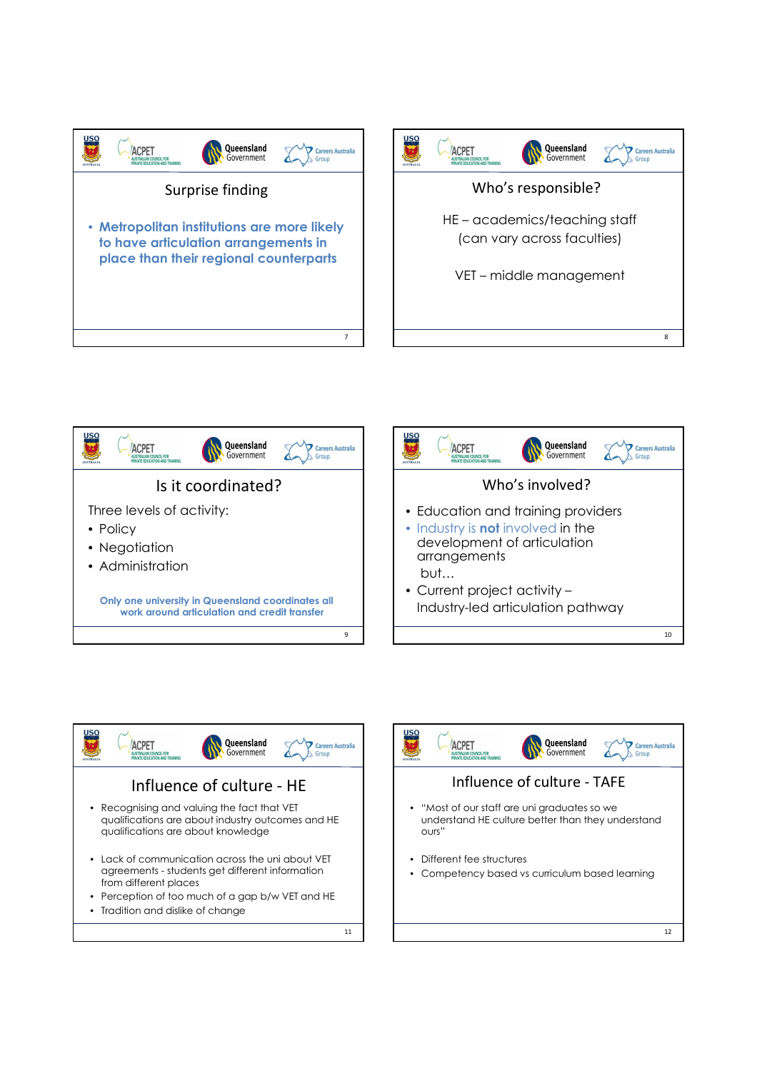## Surprise finding

- **Metropolitan institutions are more likely to have articulation arrangements in place than their regional counterparts**

## Who's responsible?

HE – academics/teaching staff (can vary across faculties)

VET – middle management

## Is it coordinated?

Three levels of activity:

- Policy
- Negotiation
- Administration

**Only one university in Queensland coordinates all work around articulation and credit transfer**

## Who's involved?

- Education and training providers
- Industry is **not** involved in the development of articulation arrangements

  but…
- Current project activity – Industry-led articulation pathway

## Influence of culture - HE

- Recognising and valuing the fact that VET qualifications are about industry outcomes and HE qualifications are about knowledge
- Lack of communication across the uni about VET agreements - students get different information from different places
- Perception of too much of a gap b/w VET and HE
- Tradition and dislike of change

## Influence of culture - TAFE

- "Most of our staff are uni graduates so we understand HE culture better than they understand ours"
- Different fee structures
- Competency based vs curriculum based learning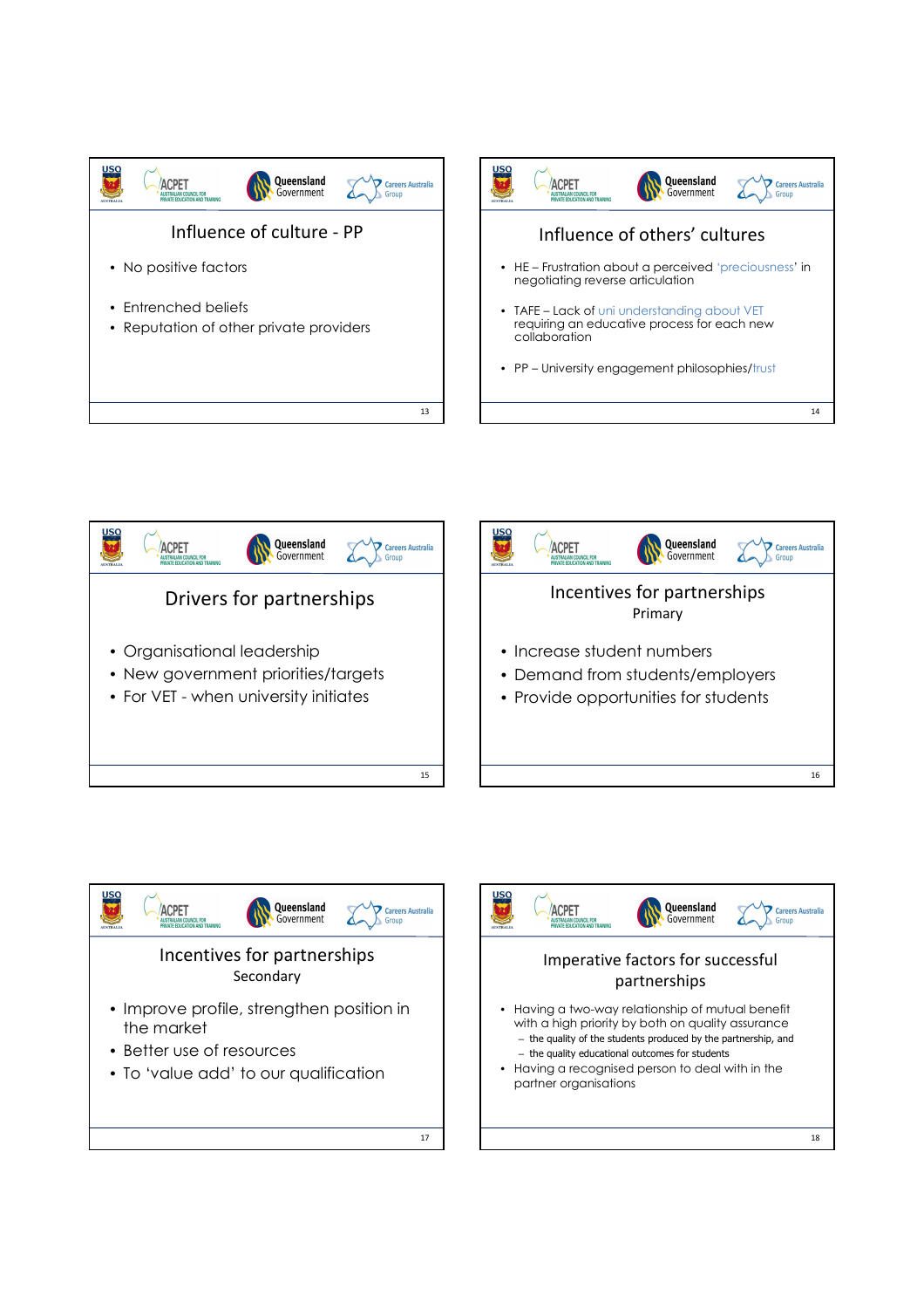## Influence of culture - PP

- No positive factors
- Entrenched beliefs
- Reputation of other private providers

## Influence of others' cultures

- HE – Frustration about a perceived 'preciousness' in negotiating reverse articulation
- TAFE – Lack of uni understanding about VET requiring an educative process for each new collaboration
- PP – University engagement philosophies/trust

## Drivers for partnerships

- Organisational leadership
- New government priorities/targets
- For VET - when university initiates

## Incentives for partnerships

### Primary

- Increase student numbers
- Demand from students/employers
- Provide opportunities for students

## Incentives for partnerships

### Secondary

- Improve profile, strengthen position in the market
- Better use of resources
- To 'value add' to our qualification

## Imperative factors for successful partnerships

- Having a two-way relationship of mutual benefit with a high priority by both on quality assurance
  - the quality of the students produced by the partnership, and
  - the quality educational outcomes for students
- Having a recognised person to deal with in the partner organisations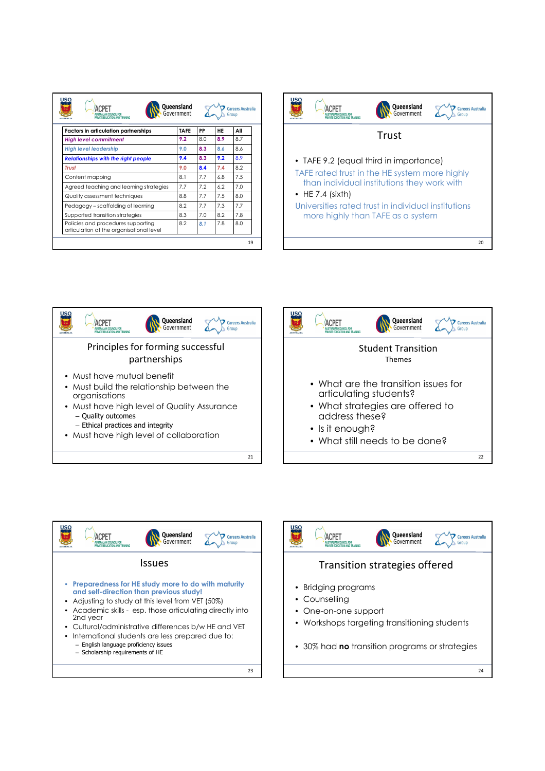| Factors in articulation partnerships | TAFE | PP | HE | All |
| --- | --- | --- | --- | --- |
| ***High level commitment*** | 9.2 | 8.0 | 8.9 | 8.7 |
| ***High level leadership*** | 9.0 | 8.3 | 8.6 | 8.6 |
| ***Relationships with the right people*** | 9.4 | 8.3 | 9.2 | 8.9 |
| *Trust* | 9.0 | 8.4 | 7.4 | 8.2 |
| Content mapping | 8.1 | 7.7 | 6.8 | 7.5 |
| Agreed teaching and learning strategies | 7.7 | 7.2 | 6.2 | 7.0 |
| Quality assessment techniques | 8.8 | 7.7 | 7.5 | 8.0 |
| Pedagogy – scaffolding of learning | 8.2 | 7.7 | 7.3 | 7.7 |
| Supported transition strategies | 8.3 | 7.0 | 8.2 | 7.8 |
| Policies and procedures supporting articulation at the organisational level | 8.2 | 8.1 | 7.8 | 8.0 |

## Trust

- TAFE 9.2 (equal third in importance)

TAFE rated trust in the HE system more highly than individual institutions they work with

- HE 7.4 (sixth)

Universities rated trust in individual institutions more highly than TAFE as a system

## Principles for forming successful partnerships

- Must have mutual benefit
- Must build the relationship between the organisations
- Must have high level of Quality Assurance
  - Quality outcomes
  - Ethical practices and integrity
- Must have high level of collaboration

## Student Transition

Themes

- What are the transition issues for articulating students?
- What strategies are offered to address these?
- Is it enough?
- What still needs to be done?

## Issues

- **Preparedness for HE study more to do with maturity and self-direction than previous study!**
- Adjusting to study at this level from VET (50%)
- Academic skills - esp. those articulating directly into 2nd year
- Cultural/administrative differences b/w HE and VET
- International students are less prepared due to:
  - English language proficiency issues
  - Scholarship requirements of HE

## Transition strategies offered

- Bridging programs
- Counselling
- One-on-one support
- Workshops targeting transitioning students

- 30% had **no** transition programs or strategies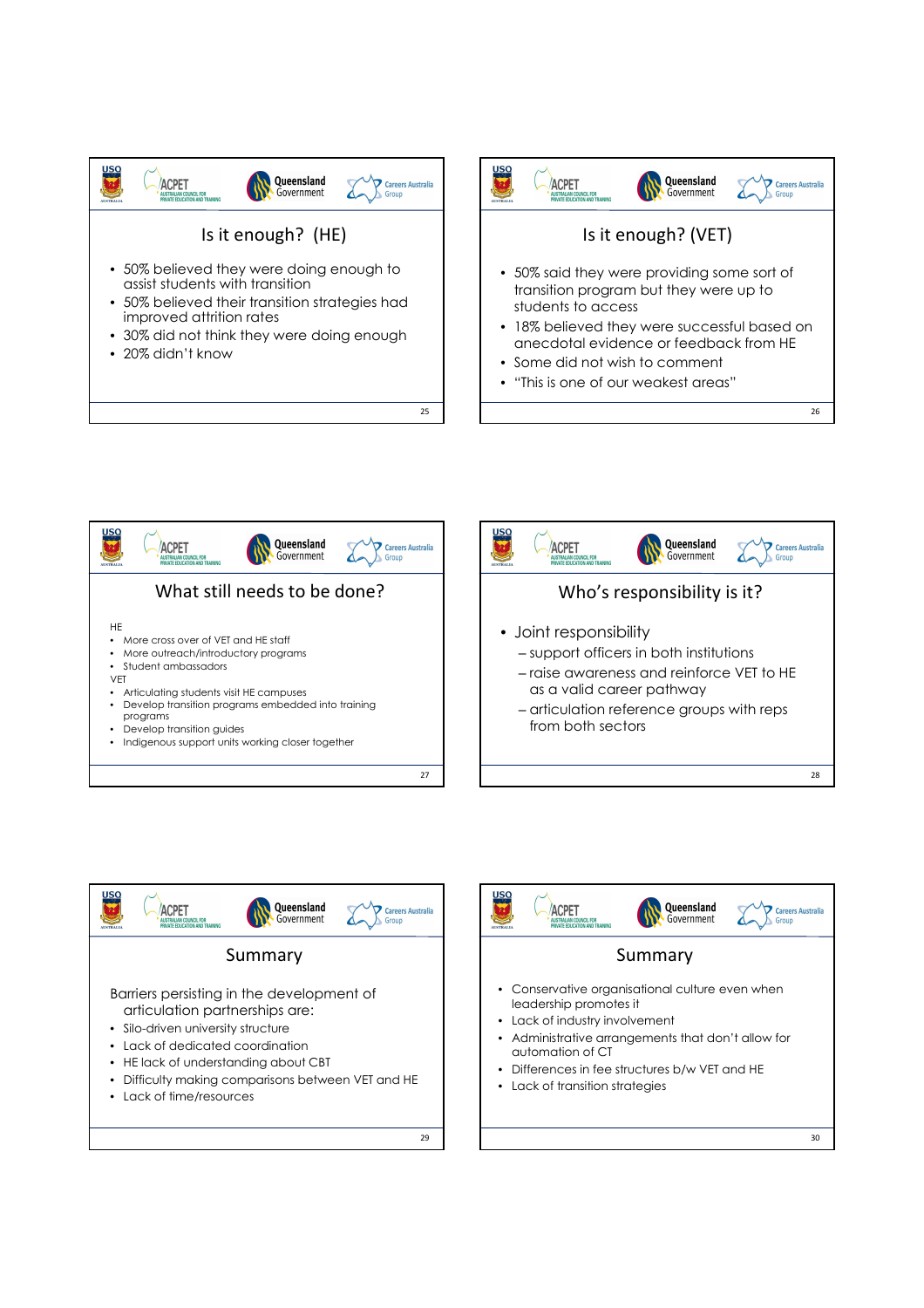## Is it enough? (HE)

- 50% believed they were doing enough to assist students with transition
- 50% believed their transition strategies had improved attrition rates
- 30% did not think they were doing enough
- 20% didn't know

## Is it enough? (VET)

- 50% said they were providing some sort of transition program but they were up to students to access
- 18% believed they were successful based on anecdotal evidence or feedback from HE
- Some did not wish to comment
- "This is one of our weakest areas"

## What still needs to be done?

HE

- More cross over of VET and HE staff
- More outreach/introductory programs
- Student ambassadors

VET

- Articulating students visit HE campuses
- Develop transition programs embedded into training programs
- Develop transition guides
- Indigenous support units working closer together

## Who's responsibility is it?

- Joint responsibility
  - support officers in both institutions
  - raise awareness and reinforce VET to HE as a valid career pathway
  - articulation reference groups with reps from both sectors

## Summary

Barriers persisting in the development of articulation partnerships are:

- Silo-driven university structure
- Lack of dedicated coordination
- HE lack of understanding about CBT
- Difficulty making comparisons between VET and HE
- Lack of time/resources

## Summary

- Conservative organisational culture even when leadership promotes it
- Lack of industry involvement
- Administrative arrangements that don't allow for automation of CT
- Differences in fee structures b/w VET and HE
- Lack of transition strategies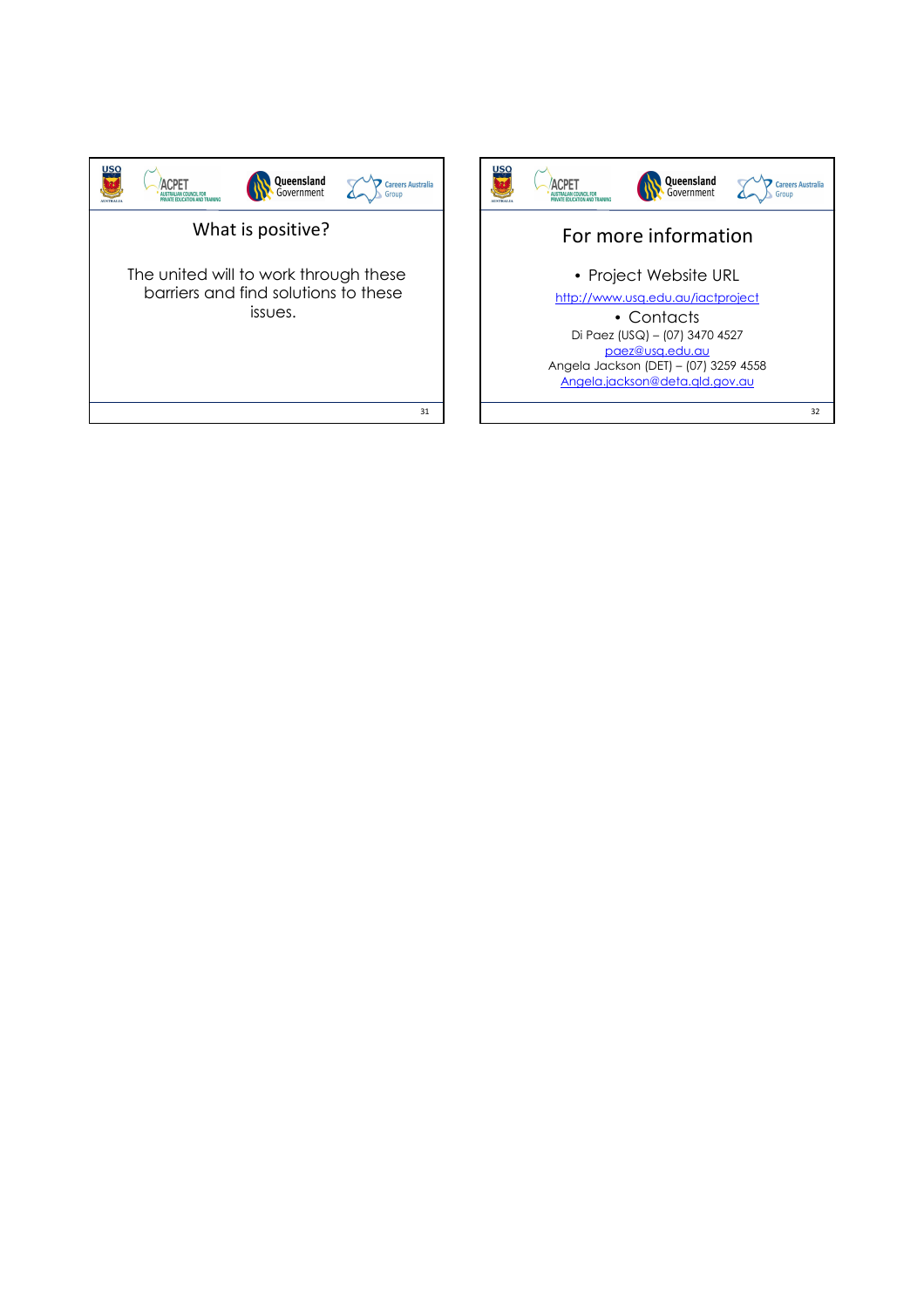## What is positive?

The united will to work through these barriers and find solutions to these issues.

## For more information

- Project Website URL

http://www.usq.edu.au/iactproject

- Contacts

Di Paez (USQ) – (07) 3470 4527
paez@usq.edu.au
Angela Jackson (DET) – (07) 3259 4558
Angela.jackson@deta.qld.gov.au